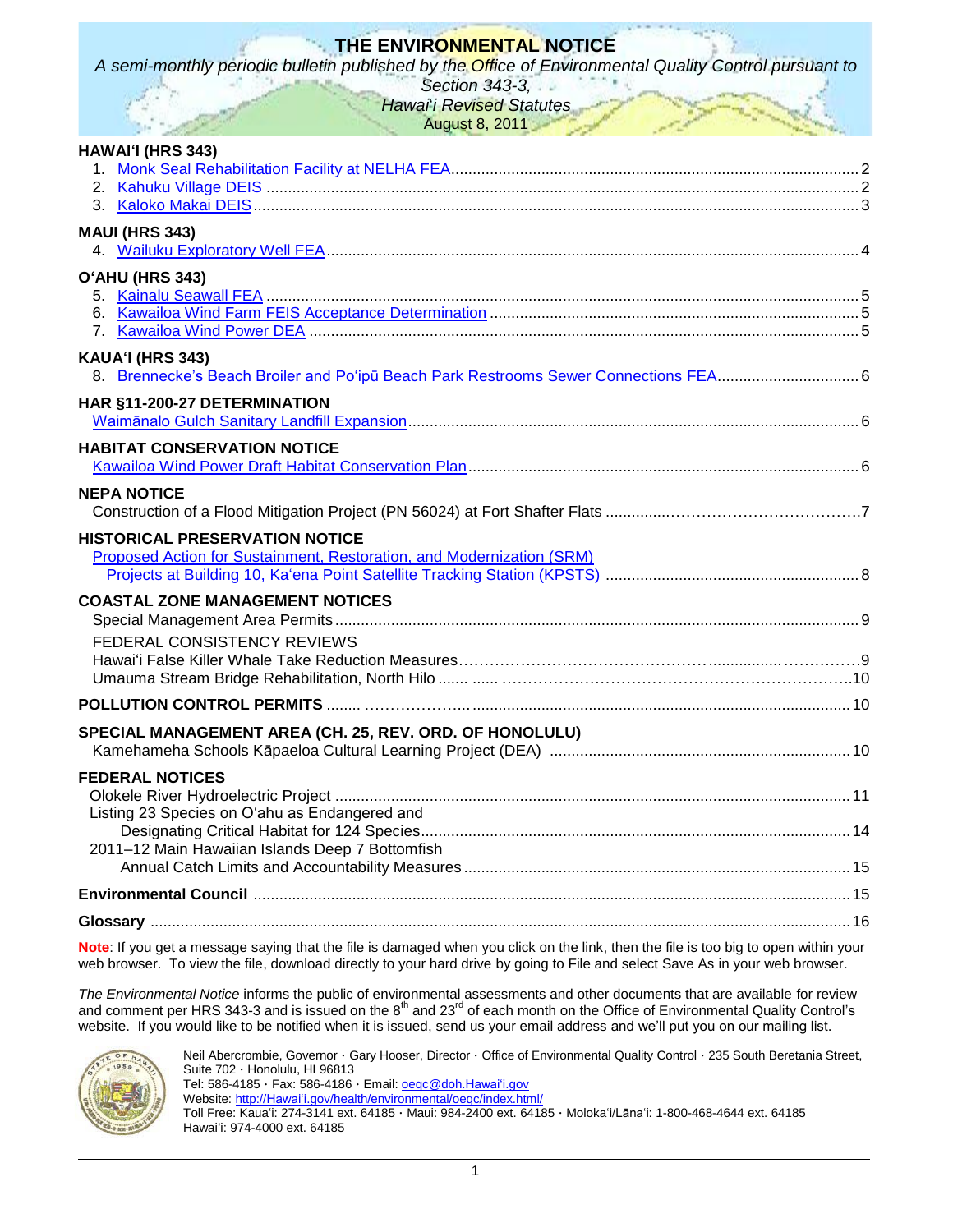# THE ENVIRONMENTAL NOTICE

*A semi-monthly periodic bulletin published by the Office of Environmental Quality Control pursuant to Section 343-3, Hawai'i Revised Statutes*

August 8, 2011

**HAWAIʻI (HRS 343)**

1. Monk Seal Rehabilitation Facility at NELHA FEA .......... 2
2. Kahuku Village DEIS .......... 2
3. Kaloko Makai DEIS .......... 3

**MAUI (HRS 343)**

4. Wailuku Exploratory Well FEA .......... 4

**OʻAHU (HRS 343)**

5. Kainalu Seawall FEA .......... 5
6. Kawailoa Wind Farm FEIS Acceptance Determination .......... 5
7. Kawailoa Wind Power DEA .......... 5

**KAUAʻI (HRS 343)**

8. Brennecke's Beach Broiler and Poʻipū Beach Park Restrooms Sewer Connections FEA .......... 6

**HAR §11-200-27 DETERMINATION**

Waimānalo Gulch Sanitary Landfill Expansion .......... 6

**HABITAT CONSERVATION NOTICE**

Kawailoa Wind Power Draft Habitat Conservation Plan .......... 6

**NEPA NOTICE**

Construction of a Flood Mitigation Project (PN 56024) at Fort Shafter Flats .......... 7

**HISTORICAL PRESERVATION NOTICE**

Proposed Action for Sustainment, Restoration, and Modernization (SRM) Projects at Building 10, Kaʻena Point Satellite Tracking Station (KPSTS) .......... 8

**COASTAL ZONE MANAGEMENT NOTICES**

Special Management Area Permits .......... 9

FEDERAL CONSISTENCY REVIEWS

Hawaiʻi False Killer Whale Take Reduction Measures .......... 9

Umauma Stream Bridge Rehabilitation, North Hilo .......... 10

**POLLUTION CONTROL PERMITS** .......... 10

**SPECIAL MANAGEMENT AREA (CH. 25, REV. ORD. OF HONOLULU)**

Kamehameha Schools Kāpaeloa Cultural Learning Project (DEA) .......... 10

**FEDERAL NOTICES**

Olokele River Hydroelectric Project .......... 11

Listing 23 Species on Oʻahu as Endangered and Designating Critical Habitat for 124 Species .......... 14

2011–12 Main Hawaiian Islands Deep 7 Bottomfish Annual Catch Limits and Accountability Measures .......... 15

**Environmental Council** .......... 15

**Glossary** .......... 16

**Note**: If you get a message saying that the file is damaged when you click on the link, then the file is too big to open within your web browser. To view the file, download directly to your hard drive by going to File and select Save As in your web browser.

*The Environmental Notice* informs the public of environmental assessments and other documents that are available for review and comment per HRS 343-3 and is issued on the 8th and 23rd of each month on the Office of Environmental Quality Control's website. If you would like to be notified when it is issued, send us your email address and we'll put you on our mailing list.

Neil Abercrombie, Governor · Gary Hooser, Director · Office of Environmental Quality Control · 235 South Beretania Street, Suite 702 · Honolulu, HI 96813
Tel: 586-4185 · Fax: 586-4186 · Email: oeqc@doh.Hawaiʻi.gov
Website: http://Hawaiʻi.gov/health/environmental/oeqc/index.html/
Toll Free: Kauaʻi: 274-3141 ext. 64185 · Maui: 984-2400 ext. 64185 · Molokaʻi/Lānaʻi: 1-800-468-4644 ext. 64185
Hawaiʻi: 974-4000 ext. 64185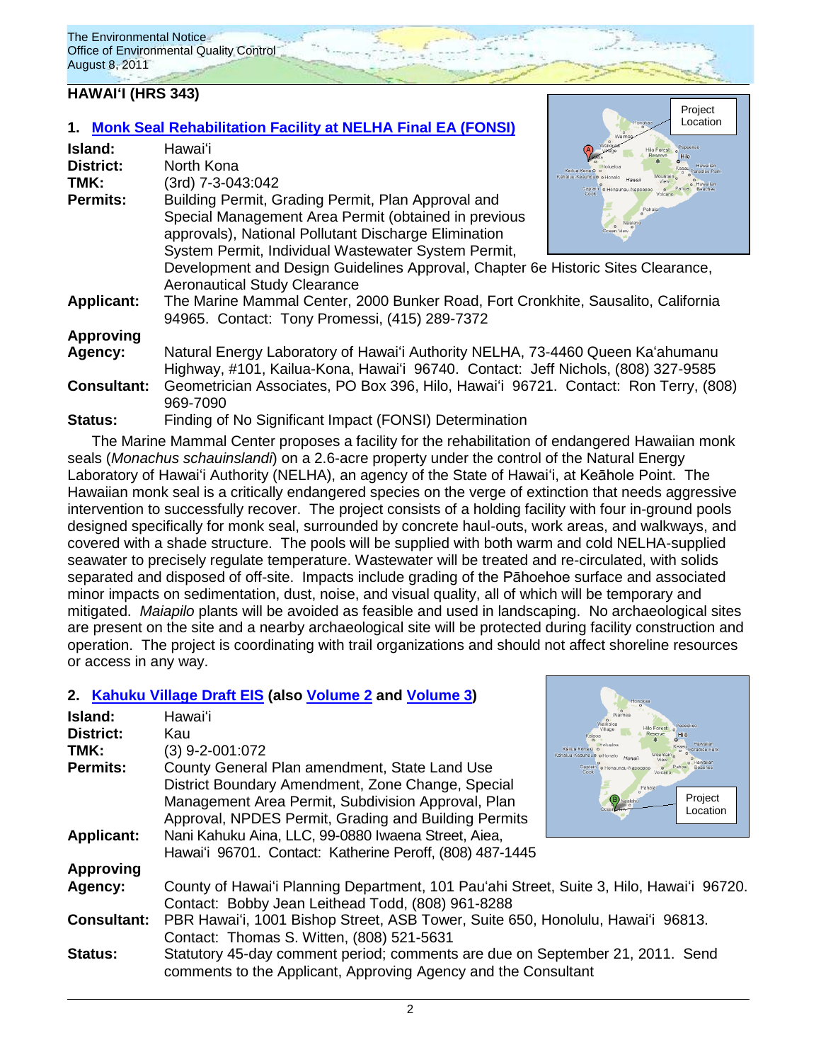## HAWAIʻI (HRS 343)

### 1. Monk Seal Rehabilitation Facility at NELHA Final EA (FONSI)

**Island:** Hawaiʻi
**District:** North Kona
**TMK:** (3rd) 7-3-043:042
**Permits:** Building Permit, Grading Permit, Plan Approval and Special Management Area Permit (obtained in previous approvals), National Pollutant Discharge Elimination System Permit, Individual Wastewater System Permit, Development and Design Guidelines Approval, Chapter 6e Historic Sites Clearance, Aeronautical Study Clearance
**Applicant:** The Marine Mammal Center, 2000 Bunker Road, Fort Cronkhite, Sausalito, California 94965. Contact: Tony Promessi, (415) 289-7372
**Approving Agency:** Natural Energy Laboratory of Hawaiʻi Authority NELHA, 73-4460 Queen Kaʻahumanu Highway, #101, Kailua-Kona, Hawaiʻi 96740. Contact: Jeff Nichols, (808) 327-9585
**Consultant:** Geometrician Associates, PO Box 396, Hilo, Hawaiʻi 96721. Contact: Ron Terry, (808) 969-7090
**Status:** Finding of No Significant Impact (FONSI) Determination

The Marine Mammal Center proposes a facility for the rehabilitation of endangered Hawaiian monk seals (*Monachus schauinslandi*) on a 2.6-acre property under the control of the Natural Energy Laboratory of Hawaiʻi Authority (NELHA), an agency of the State of Hawaiʻi, at Keāhole Point. The Hawaiian monk seal is a critically endangered species on the verge of extinction that needs aggressive intervention to successfully recover. The project consists of a holding facility with four in-ground pools designed specifically for monk seal, surrounded by concrete haul-outs, work areas, and walkways, and covered with a shade structure. The pools will be supplied with both warm and cold NELHA-supplied seawater to precisely regulate temperature. Wastewater will be treated and re-circulated, with solids separated and disposed of off-site. Impacts include grading of the Pāhoehoe surface and associated minor impacts on sedimentation, dust, noise, and visual quality, all of which will be temporary and mitigated. *Maiapilo* plants will be avoided as feasible and used in landscaping. No archaeological sites are present on the site and a nearby archaeological site will be protected during facility construction and operation. The project is coordinating with trail organizations and should not affect shoreline resources or access in any way.

### 2. Kahuku Village Draft EIS (also Volume 2 and Volume 3)

**Island:** Hawaiʻi
**District:** Kau
**TMK:** (3) 9-2-001:072
**Permits:** County General Plan amendment, State Land Use District Boundary Amendment, Zone Change, Special Management Area Permit, Subdivision Approval, Plan Approval, NPDES Permit, Grading and Building Permits
**Applicant:** Nani Kahuku Aina, LLC, 99-0880 Iwaena Street, Aiea, Hawaiʻi 96701. Contact: Katherine Peroff, (808) 487-1445
**Approving Agency:** County of Hawaiʻi Planning Department, 101 Pauʻahi Street, Suite 3, Hilo, Hawaiʻi 96720. Contact: Bobby Jean Leithead Todd, (808) 961-8288
**Consultant:** PBR Hawaiʻi, 1001 Bishop Street, ASB Tower, Suite 650, Honolulu, Hawaiʻi 96813. Contact: Thomas S. Witten, (808) 521-5631
**Status:** Statutory 45-day comment period; comments are due on September 21, 2011. Send comments to the Applicant, Approving Agency and the Consultant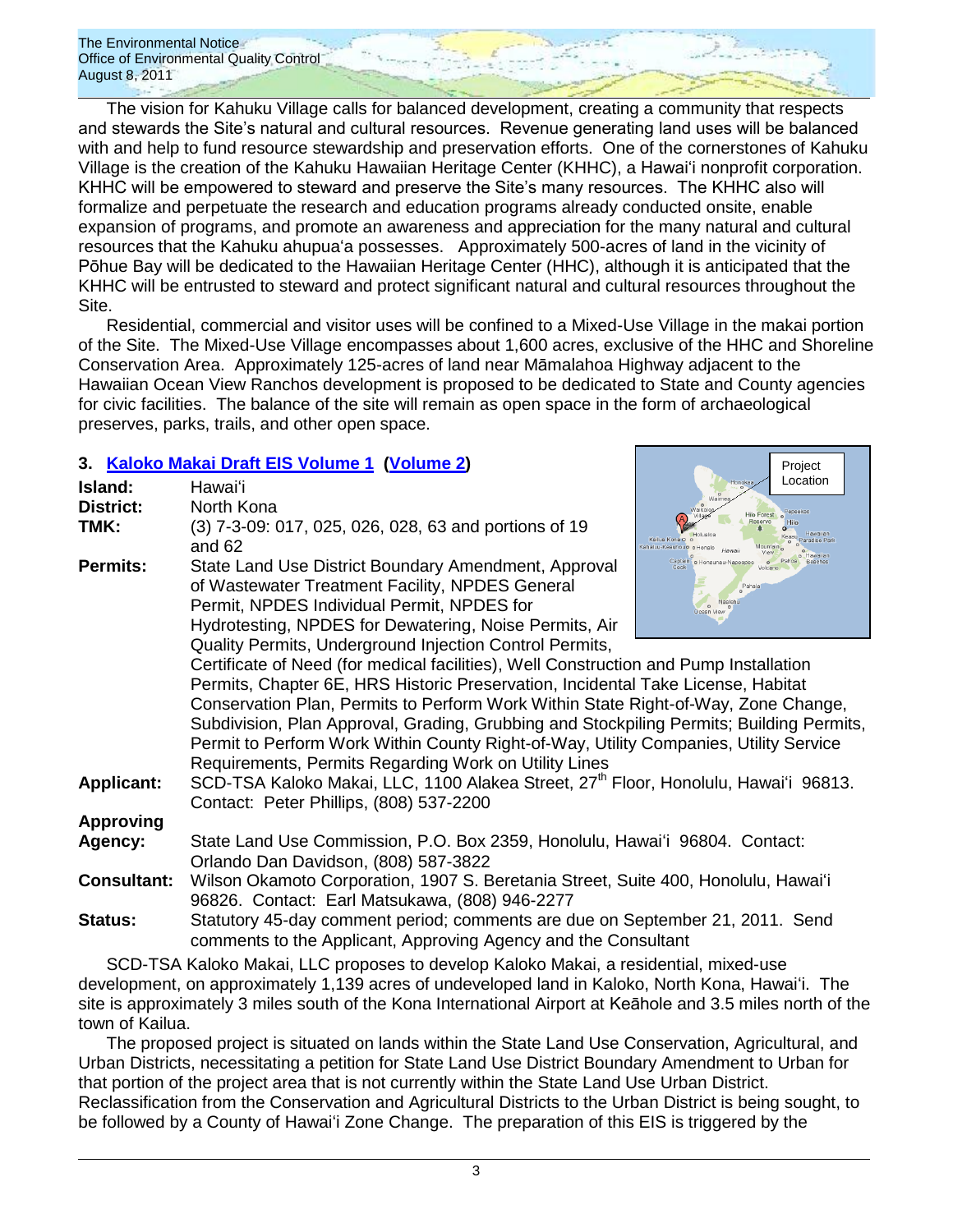The vision for Kahuku Village calls for balanced development, creating a community that respects and stewards the Site's natural and cultural resources. Revenue generating land uses will be balanced with and help to fund resource stewardship and preservation efforts. One of the cornerstones of Kahuku Village is the creation of the Kahuku Hawaiian Heritage Center (KHHC), a Hawaiʻi nonprofit corporation. KHHC will be empowered to steward and preserve the Site's many resources. The KHHC also will formalize and perpetuate the research and education programs already conducted onsite, enable expansion of programs, and promote an awareness and appreciation for the many natural and cultural resources that the Kahuku ahupuaʻa possesses. Approximately 500-acres of land in the vicinity of Pōhue Bay will be dedicated to the Hawaiian Heritage Center (HHC), although it is anticipated that the KHHC will be entrusted to steward and protect significant natural and cultural resources throughout the Site.

Residential, commercial and visitor uses will be confined to a Mixed-Use Village in the makai portion of the Site. The Mixed-Use Village encompasses about 1,600 acres, exclusive of the HHC and Shoreline Conservation Area. Approximately 125-acres of land near Māmalahoa Highway adjacent to the Hawaiian Ocean View Ranchos development is proposed to be dedicated to State and County agencies for civic facilities. The balance of the site will remain as open space in the form of archaeological preserves, parks, trails, and other open space.

## 3. Kaloko Makai Draft EIS Volume 1 (Volume 2)

**Island:** Hawaiʻi

**District:** North Kona

**TMK:** (3) 7-3-09: 017, 025, 026, 028, 63 and portions of 19 and 62

**Permits:** State Land Use District Boundary Amendment, Approval of Wastewater Treatment Facility, NPDES General Permit, NPDES Individual Permit, NPDES for Hydrotesting, NPDES for Dewatering, Noise Permits, Air Quality Permits, Underground Injection Control Permits, Certificate of Need (for medical facilities), Well Construction and Pump Installation Permits, Chapter 6E, HRS Historic Preservation, Incidental Take License, Habitat Conservation Plan, Permits to Perform Work Within State Right-of-Way, Zone Change, Subdivision, Plan Approval, Grading, Grubbing and Stockpiling Permits; Building Permits, Permit to Perform Work Within County Right-of-Way, Utility Companies, Utility Service Requirements, Permits Regarding Work on Utility Lines

**Applicant:** SCD-TSA Kaloko Makai, LLC, 1100 Alakea Street, 27th Floor, Honolulu, Hawaiʻi 96813. Contact: Peter Phillips, (808) 537-2200

**Approving Agency:** State Land Use Commission, P.O. Box 2359, Honolulu, Hawaiʻi 96804. Contact: Orlando Dan Davidson, (808) 587-3822

**Consultant:** Wilson Okamoto Corporation, 1907 S. Beretania Street, Suite 400, Honolulu, Hawaiʻi 96826. Contact: Earl Matsukawa, (808) 946-2277

**Status:** Statutory 45-day comment period; comments are due on September 21, 2011. Send comments to the Applicant, Approving Agency and the Consultant

SCD-TSA Kaloko Makai, LLC proposes to develop Kaloko Makai, a residential, mixed-use development, on approximately 1,139 acres of undeveloped land in Kaloko, North Kona, Hawaiʻi. The site is approximately 3 miles south of the Kona International Airport at Keāhole and 3.5 miles north of the town of Kailua.

The proposed project is situated on lands within the State Land Use Conservation, Agricultural, and Urban Districts, necessitating a petition for State Land Use District Boundary Amendment to Urban for that portion of the project area that is not currently within the State Land Use Urban District. Reclassification from the Conservation and Agricultural Districts to the Urban District is being sought, to be followed by a County of Hawaiʻi Zone Change. The preparation of this EIS is triggered by the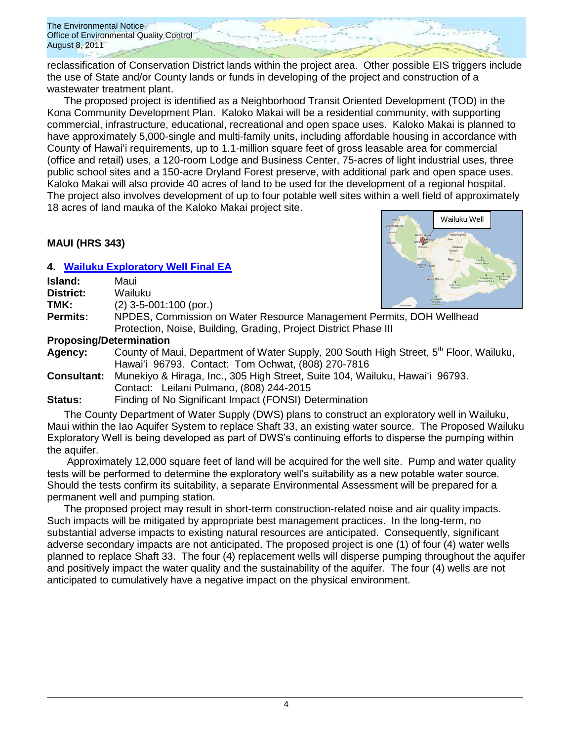reclassification of Conservation District lands within the project area. Other possible EIS triggers include the use of State and/or County lands or funds in developing of the project and construction of a wastewater treatment plant.

The proposed project is identified as a Neighborhood Transit Oriented Development (TOD) in the Kona Community Development Plan. Kaloko Makai will be a residential community, with supporting commercial, infrastructure, educational, recreational and open space uses. Kaloko Makai is planned to have approximately 5,000-single and multi-family units, including affordable housing in accordance with County of Hawaiʻi requirements, up to 1.1-million square feet of gross leasable area for commercial (office and retail) uses, a 120-room Lodge and Business Center, 75-acres of light industrial uses, three public school sites and a 150-acre Dryland Forest preserve, with additional park and open space uses. Kaloko Makai will also provide 40 acres of land to be used for the development of a regional hospital. The project also involves development of up to four potable well sites within a well field of approximately 18 acres of land mauka of the Kaloko Makai project site.

## MAUI (HRS 343)

### 4. Wailuku Exploratory Well Final EA

**Island:** Maui
**District:** Wailuku
**TMK:** (2) 3-5-001:100 (por.)
**Permits:** NPDES, Commission on Water Resource Management Permits, DOH Wellhead Protection, Noise, Building, Grading, Project District Phase III

**Proposing/Determination Agency:** County of Maui, Department of Water Supply, 200 South High Street, 5th Floor, Wailuku, Hawaiʻi 96793. Contact: Tom Ochwat, (808) 270-7816
**Consultant:** Munekiyo & Hiraga, Inc., 305 High Street, Suite 104, Wailuku, Hawaiʻi 96793. Contact: Leilani Pulmano, (808) 244-2015
**Status:** Finding of No Significant Impact (FONSI) Determination

The County Department of Water Supply (DWS) plans to construct an exploratory well in Wailuku, Maui within the Iao Aquifer System to replace Shaft 33, an existing water source. The Proposed Wailuku Exploratory Well is being developed as part of DWS's continuing efforts to disperse the pumping within the aquifer.

Approximately 12,000 square feet of land will be acquired for the well site. Pump and water quality tests will be performed to determine the exploratory well's suitability as a new potable water source. Should the tests confirm its suitability, a separate Environmental Assessment will be prepared for a permanent well and pumping station.

The proposed project may result in short-term construction-related noise and air quality impacts. Such impacts will be mitigated by appropriate best management practices. In the long-term, no substantial adverse impacts to existing natural resources are anticipated. Consequently, significant adverse secondary impacts are not anticipated. The proposed project is one (1) of four (4) water wells planned to replace Shaft 33. The four (4) replacement wells will disperse pumping throughout the aquifer and positively impact the water quality and the sustainability of the aquifer. The four (4) wells are not anticipated to cumulatively have a negative impact on the physical environment.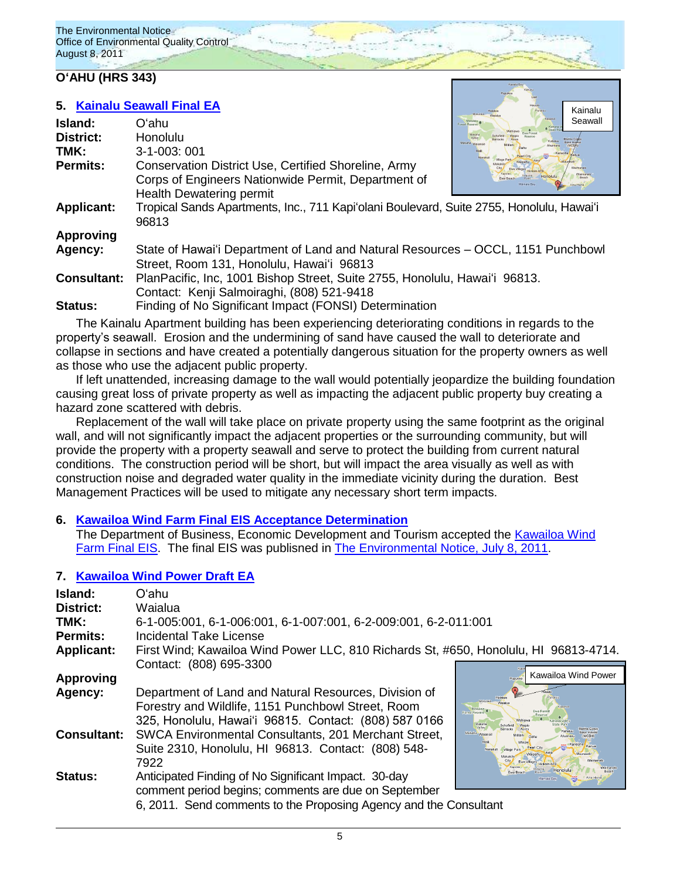## O'AHU (HRS 343)

### 5. Kainalu Seawall Final EA

**Island:** O'ahu
**District:** Honolulu
**TMK:** 3-1-003: 001
**Permits:** Conservation District Use, Certified Shoreline, Army Corps of Engineers Nationwide Permit, Department of Health Dewatering permit
**Applicant:** Tropical Sands Apartments, Inc., 711 Kapi'olani Boulevard, Suite 2755, Honolulu, Hawai'i 96813
**Approving Agency:** State of Hawai'i Department of Land and Natural Resources – OCCL, 1151 Punchbowl Street, Room 131, Honolulu, Hawai'i 96813
**Consultant:** PlanPacific, Inc, 1001 Bishop Street, Suite 2755, Honolulu, Hawai'i 96813. Contact: Kenji Salmoiraghi, (808) 521-9418
**Status:** Finding of No Significant Impact (FONSI) Determination

The Kainalu Apartment building has been experiencing deteriorating conditions in regards to the property's seawall. Erosion and the undermining of sand have caused the wall to deteriorate and collapse in sections and have created a potentially dangerous situation for the property owners as well as those who use the adjacent public property.

If left unattended, increasing damage to the wall would potentially jeopardize the building foundation causing great loss of private property as well as impacting the adjacent public property buy creating a hazard zone scattered with debris.

Replacement of the wall will take place on private property using the same footprint as the original wall, and will not significantly impact the adjacent properties or the surrounding community, but will provide the property with a property seawall and serve to protect the building from current natural conditions. The construction period will be short, but will impact the area visually as well as with construction noise and degraded water quality in the immediate vicinity during the duration. Best Management Practices will be used to mitigate any necessary short term impacts.

### 6. Kawailoa Wind Farm Final EIS Acceptance Determination

The Department of Business, Economic Development and Tourism accepted the Kawailoa Wind Farm Final EIS. The final EIS was publisned in The Environmental Notice, July 8, 2011.

### 7. Kawailoa Wind Power Draft EA

**Island:** O'ahu
**District:** Waialua
**TMK:** 6-1-005:001, 6-1-006:001, 6-1-007:001, 6-2-009:001, 6-2-011:001
**Permits:** Incidental Take License
**Applicant:** First Wind; Kawailoa Wind Power LLC, 810 Richards St, #650, Honolulu, HI 96813-4714. Contact: (808) 695-3300
**Approving Agency:** Department of Land and Natural Resources, Division of Forestry and Wildlife, 1151 Punchbowl Street, Room 325, Honolulu, Hawai'i 96815. Contact: (808) 587 0166
**Consultant:** SWCA Environmental Consultants, 201 Merchant Street, Suite 2310, Honolulu, HI 96813. Contact: (808) 548-7922
**Status:** Anticipated Finding of No Significant Impact. 30-day comment period begins; comments are due on September 6, 2011. Send comments to the Proposing Agency and the Consultant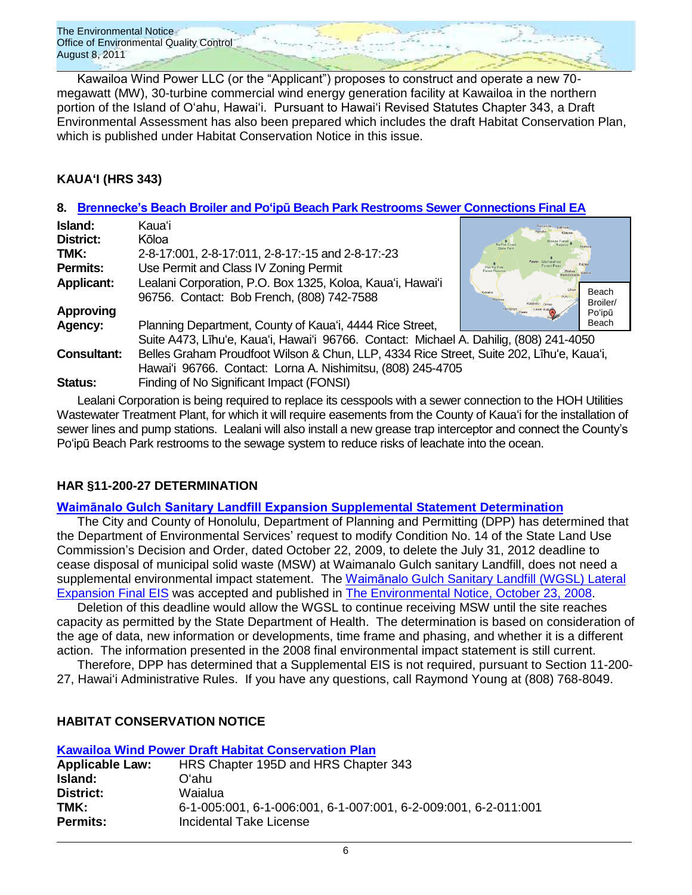Kawailoa Wind Power LLC (or the "Applicant") proposes to construct and operate a new 70-megawatt (MW), 30-turbine commercial wind energy generation facility at Kawailoa in the northern portion of the Island of Oʻahu, Hawaiʻi. Pursuant to Hawaiʻi Revised Statutes Chapter 343, a Draft Environmental Assessment has also been prepared which includes the draft Habitat Conservation Plan, which is published under Habitat Conservation Notice in this issue.

## KAUAʻI (HRS 343)

### 8. Brennecke's Beach Broiler and Poʻipū Beach Park Restrooms Sewer Connections Final EA

| | |
|---|---|
| **Island:** | Kauaʻi |
| **District:** | Kōloa |
| **TMK:** | 2-8-17:001, 2-8-17:011, 2-8-17:-15 and 2-8-17:-23 |
| **Permits:** | Use Permit and Class IV Zoning Permit |
| **Applicant:** | Lealani Corporation, P.O. Box 1325, Koloa, Kauaʻi, Hawaiʻi 96756. Contact: Bob French, (808) 742-7588 |
| **Approving Agency:** | Planning Department, County of Kauaʻi, 4444 Rice Street, Suite A473, Līhuʻe, Kauaʻi, Hawaiʻi 96766. Contact: Michael A. Dahilig, (808) 241-4050 |
| **Consultant:** | Belles Graham Proudfoot Wilson & Chun, LLP, 4334 Rice Street, Suite 202, Līhuʻe, Kauaʻi, Hawaiʻi 96766. Contact: Lorna A. Nishimitsu, (808) 245-4705 |
| **Status:** | Finding of No Significant Impact (FONSI) |

Beach Broiler/ Poʻipū Beach

Lealani Corporation is being required to replace its cesspools with a sewer connection to the HOH Utilities Wastewater Treatment Plant, for which it will require easements from the County of Kauaʻi for the installation of sewer lines and pump stations. Lealani will also install a new grease trap interceptor and connect the County's Poʻipū Beach Park restrooms to the sewage system to reduce risks of leachate into the ocean.

## HAR §11-200-27 DETERMINATION

### Waimānalo Gulch Sanitary Landfill Expansion Supplemental Statement Determination

The City and County of Honolulu, Department of Planning and Permitting (DPP) has determined that the Department of Environmental Services' request to modify Condition No. 14 of the State Land Use Commission's Decision and Order, dated October 22, 2009, to delete the July 31, 2012 deadline to cease disposal of municipal solid waste (MSW) at Waimanalo Gulch sanitary Landfill, does not need a supplemental environmental impact statement. The Waimānalo Gulch Sanitary Landfill (WGSL) Lateral Expansion Final EIS was accepted and published in The Environmental Notice, October 23, 2008.

Deletion of this deadline would allow the WGSL to continue receiving MSW until the site reaches capacity as permitted by the State Department of Health. The determination is based on consideration of the age of data, new information or developments, time frame and phasing, and whether it is a different action. The information presented in the 2008 final environmental impact statement is still current.

Therefore, DPP has determined that a Supplemental EIS is not required, pursuant to Section 11-200-27, Hawaiʻi Administrative Rules. If you have any questions, call Raymond Young at (808) 768-8049.

## HABITAT CONSERVATION NOTICE

### Kawailoa Wind Power Draft Habitat Conservation Plan

| | |
|---|---|
| **Applicable Law:** | HRS Chapter 195D and HRS Chapter 343 |
| **Island:** | Oʻahu |
| **District:** | Waialua |
| **TMK:** | 6-1-005:001, 6-1-006:001, 6-1-007:001, 6-2-009:001, 6-2-011:001 |
| **Permits:** | Incidental Take License |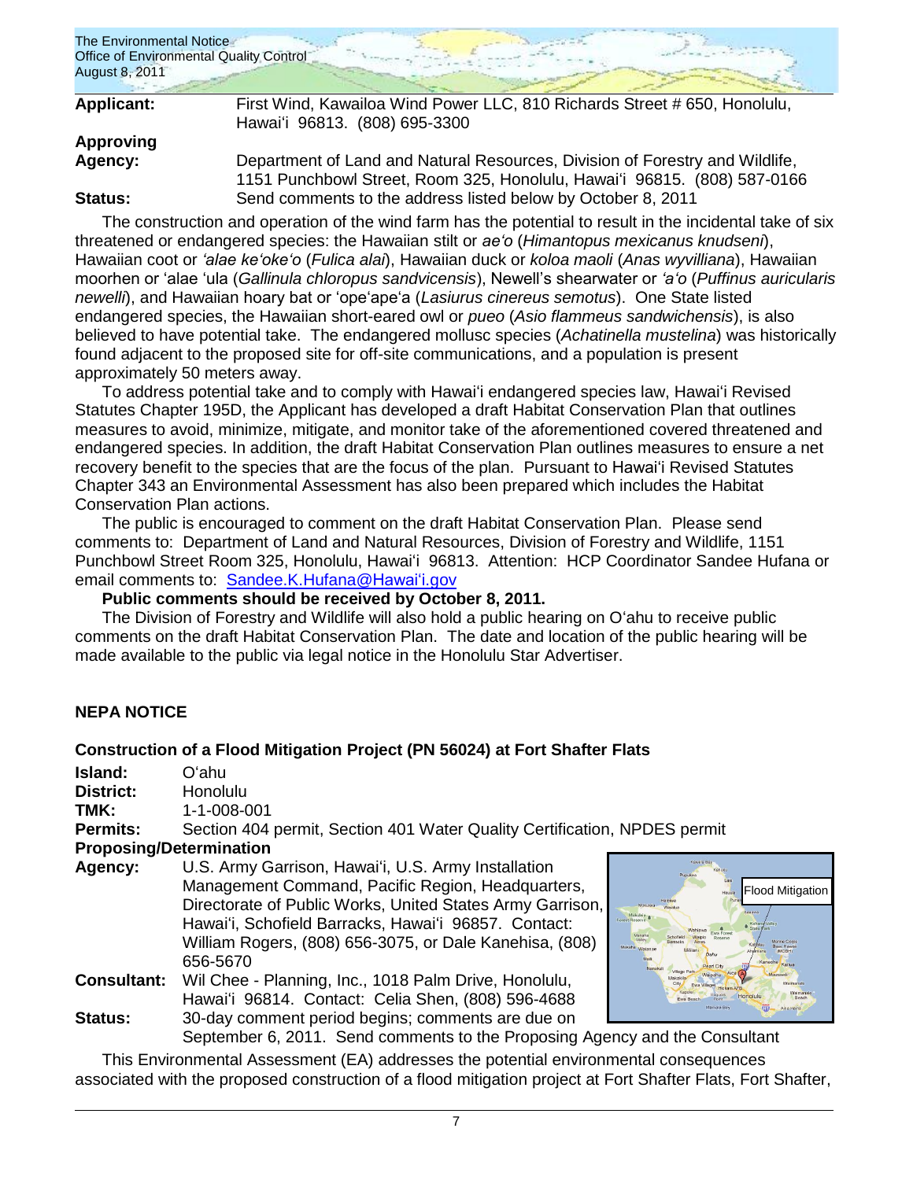**Applicant:** First Wind, Kawailoa Wind Power LLC, 810 Richards Street # 650, Honolulu, Hawaiʻi 96813. (808) 695-3300

**Approving Agency:** Department of Land and Natural Resources, Division of Forestry and Wildlife, 1151 Punchbowl Street, Room 325, Honolulu, Hawaiʻi 96815. (808) 587-0166

**Status:** Send comments to the address listed below by October 8, 2011

The construction and operation of the wind farm has the potential to result in the incidental take of six threatened or endangered species: the Hawaiian stilt or *aeʻo* (*Himantopus mexicanus knudseni*), Hawaiian coot or *ʻalae keʻokeʻo* (*Fulica alai*), Hawaiian duck or *koloa maoli* (*Anas wyvilliana*), Hawaiian moorhen or ʻalae ʻula (*Gallinula chloropus sandvicensis*), Newell's shearwater or *ʻaʻo* (*Puffinus auricularis newelli*), and Hawaiian hoary bat or ʻopeʻapeʻa (*Lasiurus cinereus semotus*). One State listed endangered species, the Hawaiian short-eared owl or *pueo* (*Asio flammeus sandwichensis*), is also believed to have potential take. The endangered mollusc species (*Achatinella mustelina*) was historically found adjacent to the proposed site for off-site communications, and a population is present approximately 50 meters away.

To address potential take and to comply with Hawaiʻi endangered species law, Hawaiʻi Revised Statutes Chapter 195D, the Applicant has developed a draft Habitat Conservation Plan that outlines measures to avoid, minimize, mitigate, and monitor take of the aforementioned covered threatened and endangered species. In addition, the draft Habitat Conservation Plan outlines measures to ensure a net recovery benefit to the species that are the focus of the plan. Pursuant to Hawaiʻi Revised Statutes Chapter 343 an Environmental Assessment has also been prepared which includes the Habitat Conservation Plan actions.

The public is encouraged to comment on the draft Habitat Conservation Plan. Please send comments to: Department of Land and Natural Resources, Division of Forestry and Wildlife, 1151 Punchbowl Street Room 325, Honolulu, Hawaiʻi 96813. Attention: HCP Coordinator Sandee Hufana or email comments to: Sandee.K.Hufana@Hawaiʻi.gov

**Public comments should be received by October 8, 2011.**

The Division of Forestry and Wildlife will also hold a public hearing on Oʻahu to receive public comments on the draft Habitat Conservation Plan. The date and location of the public hearing will be made available to the public via legal notice in the Honolulu Star Advertiser.

## NEPA NOTICE

### Construction of a Flood Mitigation Project (PN 56024) at Fort Shafter Flats

**Island:** Oʻahu

**District:** Honolulu

**TMK:** 1-1-008-001

**Permits:** Section 404 permit, Section 401 Water Quality Certification, NPDES permit

**Proposing/Determination Agency:** U.S. Army Garrison, Hawaiʻi, U.S. Army Installation Management Command, Pacific Region, Headquarters, Directorate of Public Works, United States Army Garrison, Hawaiʻi, Schofield Barracks, Hawaiʻi 96857. Contact: William Rogers, (808) 656-3075, or Dale Kanehisa, (808) 656-5670

**Consultant:** Wil Chee - Planning, Inc., 1018 Palm Drive, Honolulu, Hawaiʻi 96814. Contact: Celia Shen, (808) 596-4688

**Status:** 30-day comment period begins; comments are due on September 6, 2011. Send comments to the Proposing Agency and the Consultant

Flood Mitigation

This Environmental Assessment (EA) addresses the potential environmental consequences associated with the proposed construction of a flood mitigation project at Fort Shafter Flats, Fort Shafter,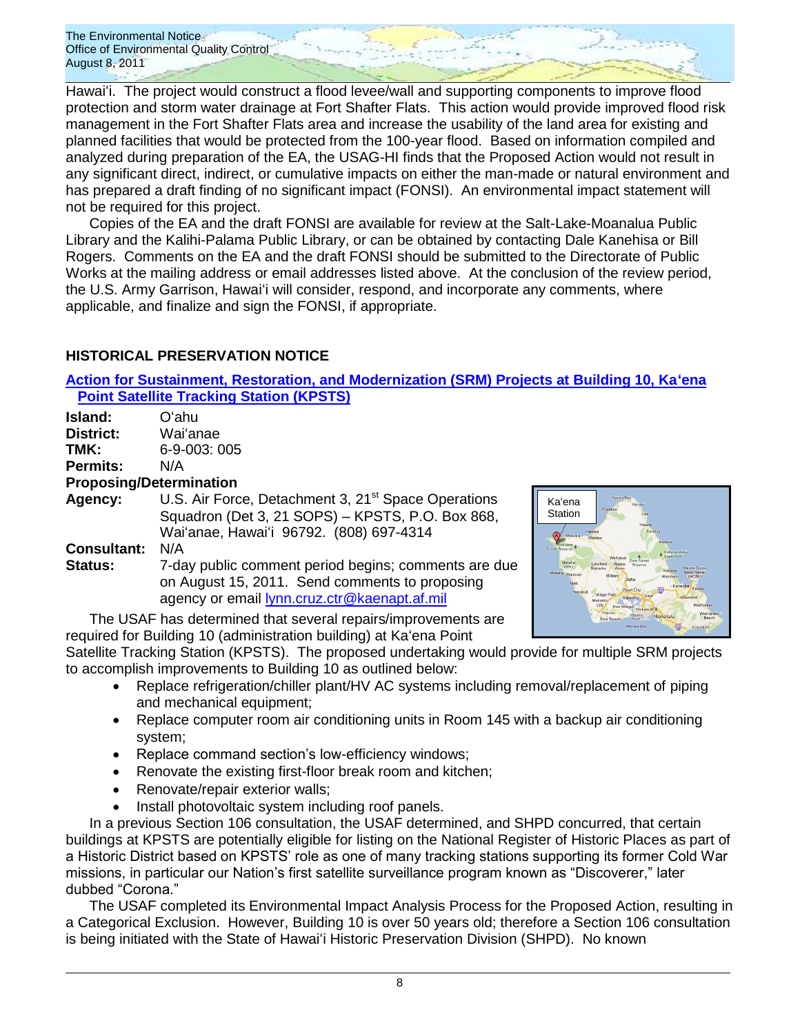Hawaiʻi. The project would construct a flood levee/wall and supporting components to improve flood protection and storm water drainage at Fort Shafter Flats. This action would provide improved flood risk management in the Fort Shafter Flats area and increase the usability of the land area for existing and planned facilities that would be protected from the 100-year flood. Based on information compiled and analyzed during preparation of the EA, the USAG-HI finds that the Proposed Action would not result in any significant direct, indirect, or cumulative impacts on either the man-made or natural environment and has prepared a draft finding of no significant impact (FONSI). An environmental impact statement will not be required for this project.

Copies of the EA and the draft FONSI are available for review at the Salt-Lake-Moanalua Public Library and the Kalihi-Palama Public Library, or can be obtained by contacting Dale Kanehisa or Bill Rogers. Comments on the EA and the draft FONSI should be submitted to the Directorate of Public Works at the mailing address or email addresses listed above. At the conclusion of the review period, the U.S. Army Garrison, Hawaiʻi will consider, respond, and incorporate any comments, where applicable, and finalize and sign the FONSI, if appropriate.

## HISTORICAL PRESERVATION NOTICE

### Action for Sustainment, Restoration, and Modernization (SRM) Projects at Building 10, Kaʻena Point Satellite Tracking Station (KPSTS)

**Island:** Oʻahu
**District:** Waiʻanae
**TMK:** 6-9-003: 005
**Permits:** N/A
**Proposing/Determination**
**Agency:** U.S. Air Force, Detachment 3, 21st Space Operations Squadron (Det 3, 21 SOPS) – KPSTS, P.O. Box 868, Waiʻanae, Hawaiʻi 96792. (808) 697-4314
**Consultant:** N/A
**Status:** 7-day public comment period begins; comments are due on August 15, 2011. Send comments to proposing agency or email lynn.cruz.ctr@kaenapt.af.mil

The USAF has determined that several repairs/improvements are required for Building 10 (administration building) at Kaʻena Point Satellite Tracking Station (KPSTS). The proposed undertaking would provide for multiple SRM projects to accomplish improvements to Building 10 as outlined below:

- Replace refrigeration/chiller plant/HV AC systems including removal/replacement of piping and mechanical equipment;
- Replace computer room air conditioning units in Room 145 with a backup air conditioning system;
- Replace command section's low-efficiency windows;
- Renovate the existing first-floor break room and kitchen;
- Renovate/repair exterior walls;
- Install photovoltaic system including roof panels.

In a previous Section 106 consultation, the USAF determined, and SHPD concurred, that certain buildings at KPSTS are potentially eligible for listing on the National Register of Historic Places as part of a Historic District based on KPSTS' role as one of many tracking stations supporting its former Cold War missions, in particular our Nation's first satellite surveillance program known as "Discoverer," later dubbed "Corona."

The USAF completed its Environmental Impact Analysis Process for the Proposed Action, resulting in a Categorical Exclusion. However, Building 10 is over 50 years old; therefore a Section 106 consultation is being initiated with the State of Hawaiʻi Historic Preservation Division (SHPD). No known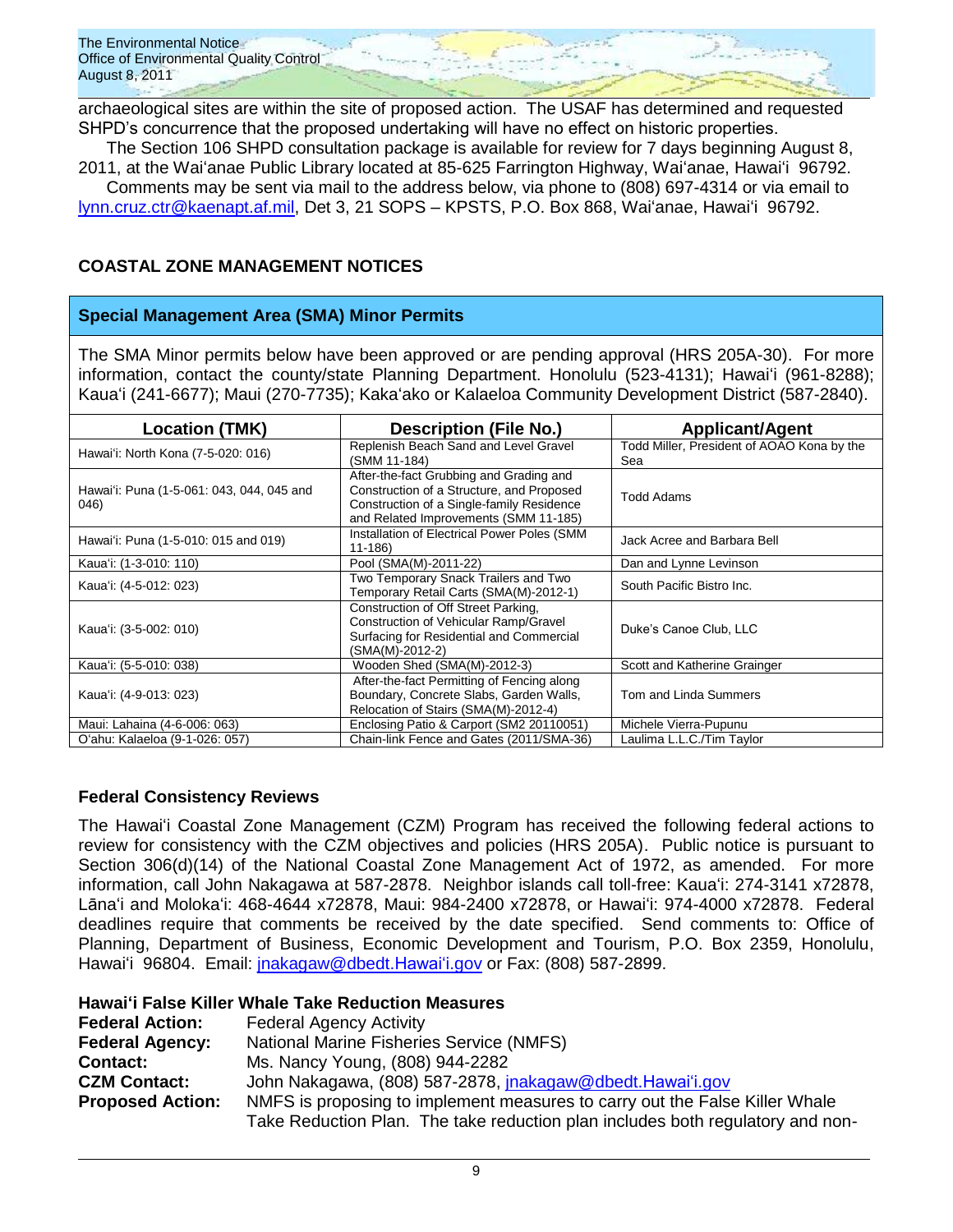archaeological sites are within the site of proposed action. The USAF has determined and requested SHPD's concurrence that the proposed undertaking will have no effect on historic properties.

The Section 106 SHPD consultation package is available for review for 7 days beginning August 8, 2011, at the Waiʻanae Public Library located at 85-625 Farrington Highway, Waiʻanae, Hawaiʻi 96792.

Comments may be sent via mail to the address below, via phone to (808) 697-4314 or via email to lynn.cruz.ctr@kaenapt.af.mil, Det 3, 21 SOPS – KPSTS, P.O. Box 868, Waiʻanae, Hawaiʻi 96792.

## COASTAL ZONE MANAGEMENT NOTICES

### Special Management Area (SMA) Minor Permits

The SMA Minor permits below have been approved or are pending approval (HRS 205A-30). For more information, contact the county/state Planning Department. Honolulu (523-4131); Hawaiʻi (961-8288); Kauaʻi (241-6677); Maui (270-7735); Kakaʻako or Kalaeloa Community Development District (587-2840).

| Location (TMK) | Description (File No.) | Applicant/Agent |
|---|---|---|
| Hawaiʻi: North Kona (7-5-020: 016) | Replenish Beach Sand and Level Gravel (SMM 11-184) | Todd Miller, President of AOAO Kona by the Sea |
| Hawaiʻi: Puna (1-5-061: 043, 044, 045 and 046) | After-the-fact Grubbing and Grading and Construction of a Structure, and Proposed Construction of a Single-family Residence and Related Improvements (SMM 11-185) | Todd Adams |
| Hawaiʻi: Puna (1-5-010: 015 and 019) | Installation of Electrical Power Poles (SMM 11-186) | Jack Acree and Barbara Bell |
| Kauaʻi: (1-3-010: 110) | Pool (SMA(M)-2011-22) | Dan and Lynne Levinson |
| Kauaʻi: (4-5-012: 023) | Two Temporary Snack Trailers and Two Temporary Retail Carts (SMA(M)-2012-1) | South Pacific Bistro Inc. |
| Kauaʻi: (3-5-002: 010) | Construction of Off Street Parking, Construction of Vehicular Ramp/Gravel Surfacing for Residential and Commercial (SMA(M)-2012-2) | Duke's Canoe Club, LLC |
| Kauaʻi: (5-5-010: 038) | Wooden Shed (SMA(M)-2012-3) | Scott and Katherine Grainger |
| Kauaʻi: (4-9-013: 023) | After-the-fact Permitting of Fencing along Boundary, Concrete Slabs, Garden Walls, Relocation of Stairs (SMA(M)-2012-4) | Tom and Linda Summers |
| Maui: Lahaina (4-6-006: 063) | Enclosing Patio & Carport (SM2 20110051) | Michele Vierra-Pupunu |
| Oʻahu: Kalaeloa (9-1-026: 057) | Chain-link Fence and Gates (2011/SMA-36) | Laulima L.L.C./Tim Taylor |

### Federal Consistency Reviews

The Hawaiʻi Coastal Zone Management (CZM) Program has received the following federal actions to review for consistency with the CZM objectives and policies (HRS 205A). Public notice is pursuant to Section 306(d)(14) of the National Coastal Zone Management Act of 1972, as amended. For more information, call John Nakagawa at 587-2878. Neighbor islands call toll-free: Kauaʻi: 274-3141 x72878, Lānaʻi and Molokaʻi: 468-4644 x72878, Maui: 984-2400 x72878, or Hawaiʻi: 974-4000 x72878. Federal deadlines require that comments be received by the date specified. Send comments to: Office of Planning, Department of Business, Economic Development and Tourism, P.O. Box 2359, Honolulu, Hawaiʻi 96804. Email: jnakagaw@dbedt.Hawaiʻi.gov or Fax: (808) 587-2899.

#### Hawaiʻi False Killer Whale Take Reduction Measures

**Federal Action:** Federal Agency Activity
**Federal Agency:** National Marine Fisheries Service (NMFS)
**Contact:** Ms. Nancy Young, (808) 944-2282
**CZM Contact:** John Nakagawa, (808) 587-2878, jnakagaw@dbedt.Hawaiʻi.gov
**Proposed Action:** NMFS is proposing to implement measures to carry out the False Killer Whale Take Reduction Plan. The take reduction plan includes both regulatory and non-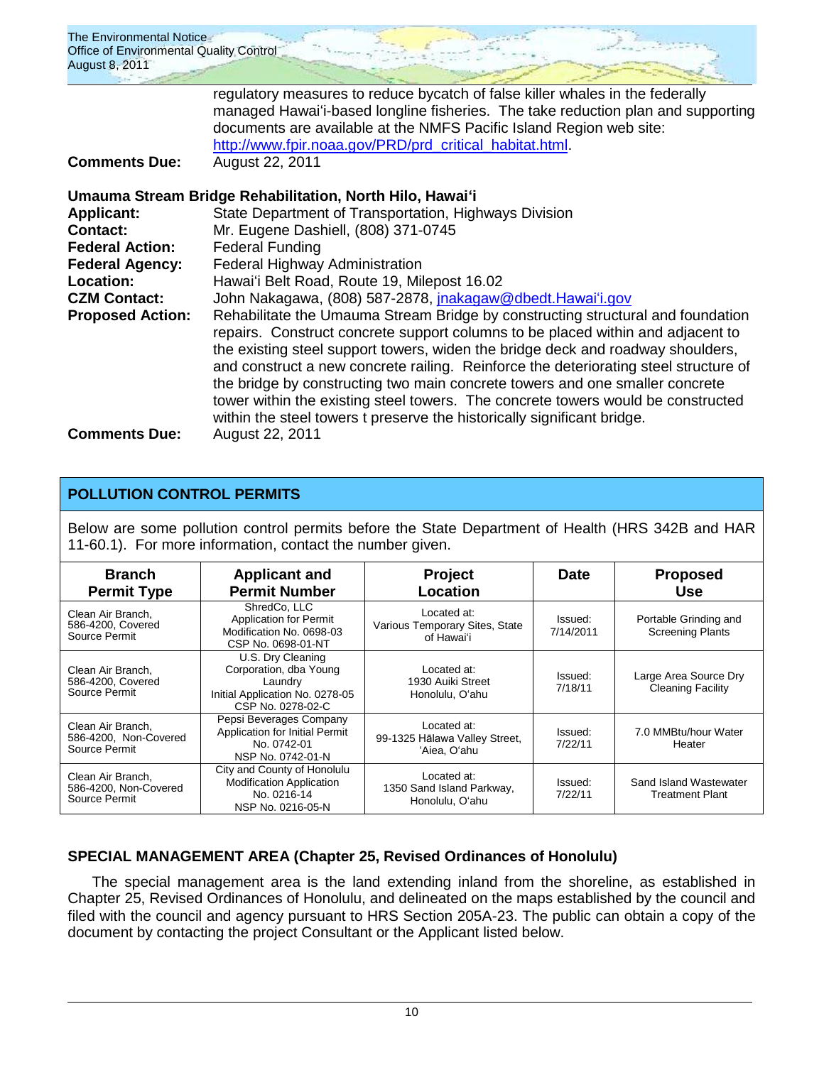regulatory measures to reduce bycatch of false killer whales in the federally managed Hawai'i-based longline fisheries. The take reduction plan and supporting documents are available at the NMFS Pacific Island Region web site: http://www.fpir.noaa.gov/PRD/prd_critical_habitat.html.

**Comments Due:** August 22, 2011

### Umauma Stream Bridge Rehabilitation, North Hilo, Hawai'i

**Applicant:** State Department of Transportation, Highways Division
**Contact:** Mr. Eugene Dashiell, (808) 371-0745
**Federal Action:** Federal Funding
**Federal Agency:** Federal Highway Administration
**Location:** Hawai'i Belt Road, Route 19, Milepost 16.02
**CZM Contact:** John Nakagawa, (808) 587-2878, jnakagaw@dbedt.Hawai'i.gov
**Proposed Action:** Rehabilitate the Umauma Stream Bridge by constructing structural and foundation repairs. Construct concrete support columns to be placed within and adjacent to the existing steel support towers, widen the bridge deck and roadway shoulders, and construct a new concrete railing. Reinforce the deteriorating steel structure of the bridge by constructing two main concrete towers and one smaller concrete tower within the existing steel towers. The concrete towers would be constructed within the steel towers t preserve the historically significant bridge.
**Comments Due:** August 22, 2011

## POLLUTION CONTROL PERMITS

Below are some pollution control permits before the State Department of Health (HRS 342B and HAR 11-60.1). For more information, contact the number given.

| Branch Permit Type | Applicant and Permit Number | Project Location | Date | Proposed Use |
|---|---|---|---|---|
| Clean Air Branch, 586-4200, Covered Source Permit | ShredCo, LLC Application for Permit Modification No. 0698-03 CSP No. 0698-01-NT | Located at: Various Temporary Sites, State of Hawai'i | Issued: 7/14/2011 | Portable Grinding and Screening Plants |
| Clean Air Branch, 586-4200, Covered Source Permit | U.S. Dry Cleaning Corporation, dba Young Laundry Initial Application No. 0278-05 CSP No. 0278-02-C | Located at: 1930 Auiki Street Honolulu, O'ahu | Issued: 7/18/11 | Large Area Source Dry Cleaning Facility |
| Clean Air Branch, 586-4200, Non-Covered Source Permit | Pepsi Beverages Company Application for Initial Permit No. 0742-01 NSP No. 0742-01-N | Located at: 99-1325 Hālawa Valley Street, 'Aiea, O'ahu | Issued: 7/22/11 | 7.0 MMBtu/hour Water Heater |
| Clean Air Branch, 586-4200, Non-Covered Source Permit | City and County of Honolulu Modification Application No. 0216-14 NSP No. 0216-05-N | Located at: 1350 Sand Island Parkway, Honolulu, O'ahu | Issued: 7/22/11 | Sand Island Wastewater Treatment Plant |

## SPECIAL MANAGEMENT AREA (Chapter 25, Revised Ordinances of Honolulu)

The special management area is the land extending inland from the shoreline, as established in Chapter 25, Revised Ordinances of Honolulu, and delineated on the maps established by the council and filed with the council and agency pursuant to HRS Section 205A-23. The public can obtain a copy of the document by contacting the project Consultant or the Applicant listed below.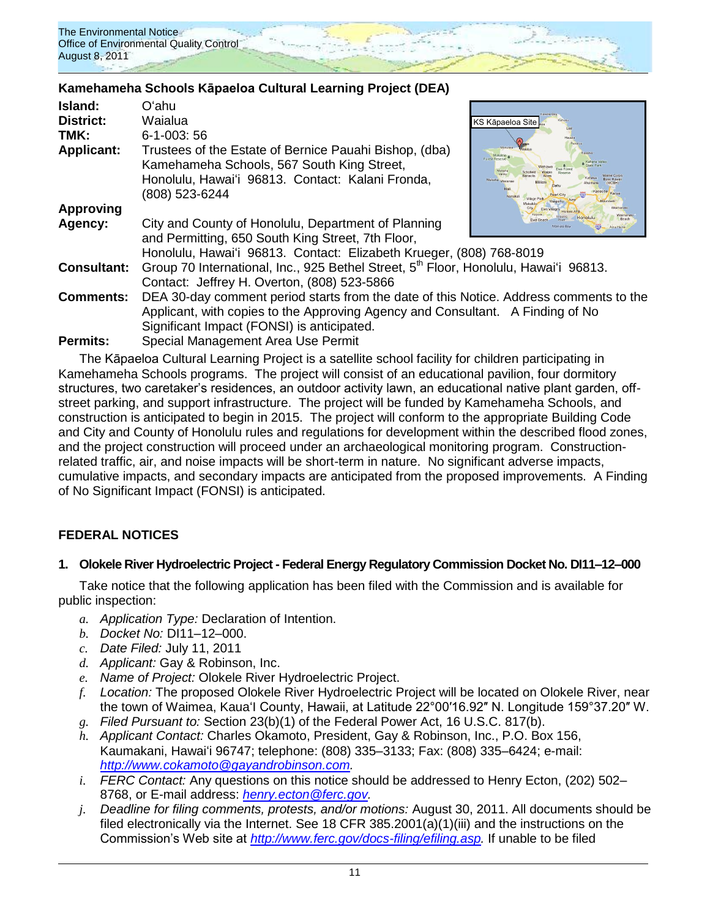## Kamehameha Schools Kāpaeloa Cultural Learning Project (DEA)

**Island:** Oʻahu

**District:** Waialua

**TMK:** 6-1-003: 56

**Applicant:** Trustees of the Estate of Bernice Pauahi Bishop, (dba) Kamehameha Schools, 567 South King Street, Honolulu, Hawaiʻi 96813. Contact: Kalani Fronda, (808) 523-6244

**Approving Agency:** City and County of Honolulu, Department of Planning and Permitting, 650 South King Street, 7th Floor, Honolulu, Hawaiʻi 96813. Contact: Elizabeth Krueger, (808) 768-8019

**Consultant:** Group 70 International, Inc., 925 Bethel Street, 5th Floor, Honolulu, Hawaiʻi 96813. Contact: Jeffrey H. Overton, (808) 523-5866

**Comments:** DEA 30-day comment period starts from the date of this Notice. Address comments to the Applicant, with copies to the Approving Agency and Consultant. A Finding of No Significant Impact (FONSI) is anticipated.

**Permits:** Special Management Area Use Permit

The Kāpaeloa Cultural Learning Project is a satellite school facility for children participating in Kamehameha Schools programs. The project will consist of an educational pavilion, four dormitory structures, two caretaker's residences, an outdoor activity lawn, an educational native plant garden, off-street parking, and support infrastructure. The project will be funded by Kamehameha Schools, and construction is anticipated to begin in 2015. The project will conform to the appropriate Building Code and City and County of Honolulu rules and regulations for development within the described flood zones, and the project construction will proceed under an archaeological monitoring program. Construction-related traffic, air, and noise impacts will be short-term in nature. No significant adverse impacts, cumulative impacts, and secondary impacts are anticipated from the proposed improvements. A Finding of No Significant Impact (FONSI) is anticipated.

## FEDERAL NOTICES

### 1. Olokele River Hydroelectric Project - Federal Energy Regulatory Commission Docket No. DI11–12–000

Take notice that the following application has been filed with the Commission and is available for public inspection:

a. *Application Type:* Declaration of Intention.
b. *Docket No:* DI11–12–000.
c. *Date Filed:* July 11, 2011
d. *Applicant:* Gay & Robinson, Inc.
e. *Name of Project:* Olokele River Hydroelectric Project.
f. *Location:* The proposed Olokele River Hydroelectric Project will be located on Olokele River, near the town of Waimea, Kauaʻi County, Hawaii, at Latitude 22°00′16.92″ N. Longitude 159°37.20″ W.
g. *Filed Pursuant to:* Section 23(b)(1) of the Federal Power Act, 16 U.S.C. 817(b).
h. *Applicant Contact:* Charles Okamoto, President, Gay & Robinson, Inc., P.O. Box 156, Kaumakani, Hawaiʻi 96747; telephone: (808) 335–3133; Fax: (808) 335–6424; e-mail: *http://www.cokamoto@gayandrobinson.com.*
i. *FERC Contact:* Any questions on this notice should be addressed to Henry Ecton, (202) 502–8768, or E-mail address: *henry.ecton@ferc.gov.*
j. *Deadline for filing comments, protests, and/or motions:* August 30, 2011. All documents should be filed electronically via the Internet. See 18 CFR 385.2001(a)(1)(iii) and the instructions on the Commission's Web site at *http://www.ferc.gov/docs-filing/efiling.asp.* If unable to be filed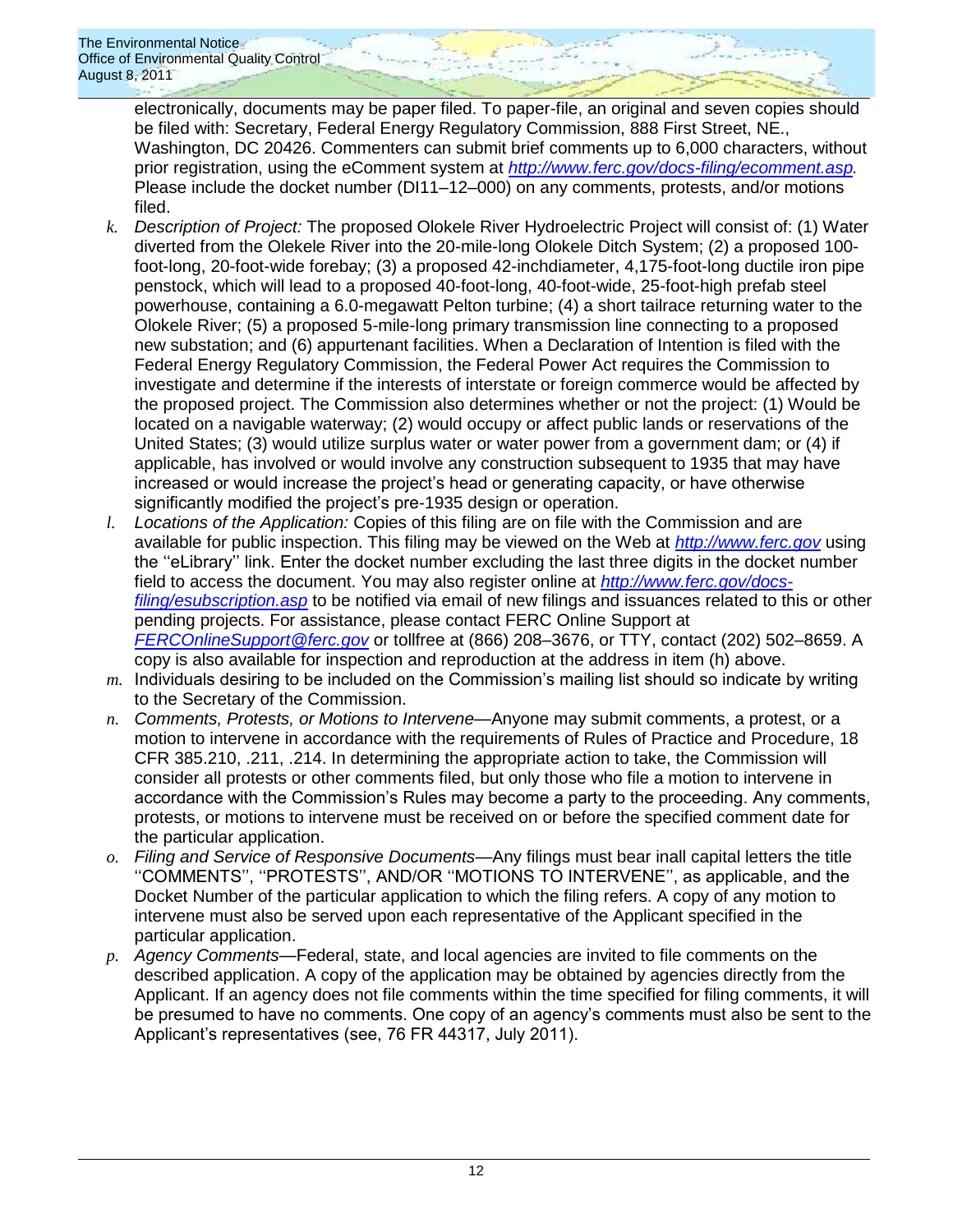electronically, documents may be paper filed. To paper-file, an original and seven copies should be filed with: Secretary, Federal Energy Regulatory Commission, 888 First Street, NE., Washington, DC 20426. Commenters can submit brief comments up to 6,000 characters, without prior registration, using the eComment system at *http://www.ferc.gov/docs-filing/ecomment.asp.* Please include the docket number (DI11–12–000) on any comments, protests, and/or motions filed.

*k.* *Description of Project:* The proposed Olokele River Hydroelectric Project will consist of: (1) Water diverted from the Olekele River into the 20-mile-long Olokele Ditch System; (2) a proposed 100-foot-long, 20-foot-wide forebay; (3) a proposed 42-inchdiameter, 4,175-foot-long ductile iron pipe penstock, which will lead to a proposed 40-foot-long, 40-foot-wide, 25-foot-high prefab steel powerhouse, containing a 6.0-megawatt Pelton turbine; (4) a short tailrace returning water to the Olokele River; (5) a proposed 5-mile-long primary transmission line connecting to a proposed new substation; and (6) appurtenant facilities. When a Declaration of Intention is filed with the Federal Energy Regulatory Commission, the Federal Power Act requires the Commission to investigate and determine if the interests of interstate or foreign commerce would be affected by the proposed project. The Commission also determines whether or not the project: (1) Would be located on a navigable waterway; (2) would occupy or affect public lands or reservations of the United States; (3) would utilize surplus water or water power from a government dam; or (4) if applicable, has involved or would involve any construction subsequent to 1935 that may have increased or would increase the project's head or generating capacity, or have otherwise significantly modified the project's pre-1935 design or operation.

*l.* *Locations of the Application:* Copies of this filing are on file with the Commission and are available for public inspection. This filing may be viewed on the Web at *http://www.ferc.gov* using the ''eLibrary'' link. Enter the docket number excluding the last three digits in the docket number field to access the document. You may also register online at *http://www.ferc.gov/docs-filing/esubscription.asp* to be notified via email of new filings and issuances related to this or other pending projects. For assistance, please contact FERC Online Support at *FERCOnlineSupport@ferc.gov* or tollfree at (866) 208–3676, or TTY, contact (202) 502–8659. A copy is also available for inspection and reproduction at the address in item (h) above.

*m.* Individuals desiring to be included on the Commission's mailing list should so indicate by writing to the Secretary of the Commission.

*n.* *Comments, Protests, or Motions to Intervene*—Anyone may submit comments, a protest, or a motion to intervene in accordance with the requirements of Rules of Practice and Procedure, 18 CFR 385.210, .211, .214. In determining the appropriate action to take, the Commission will consider all protests or other comments filed, but only those who file a motion to intervene in accordance with the Commission's Rules may become a party to the proceeding. Any comments, protests, or motions to intervene must be received on or before the specified comment date for the particular application.

*o.* *Filing and Service of Responsive Documents*—Any filings must bear inall capital letters the title ''COMMENTS'', ''PROTESTS'', AND/OR ''MOTIONS TO INTERVENE'', as applicable, and the Docket Number of the particular application to which the filing refers. A copy of any motion to intervene must also be served upon each representative of the Applicant specified in the particular application.

*p.* *Agency Comments*—Federal, state, and local agencies are invited to file comments on the described application. A copy of the application may be obtained by agencies directly from the Applicant. If an agency does not file comments within the time specified for filing comments, it will be presumed to have no comments. One copy of an agency's comments must also be sent to the Applicant's representatives (see, 76 FR 44317, July 2011).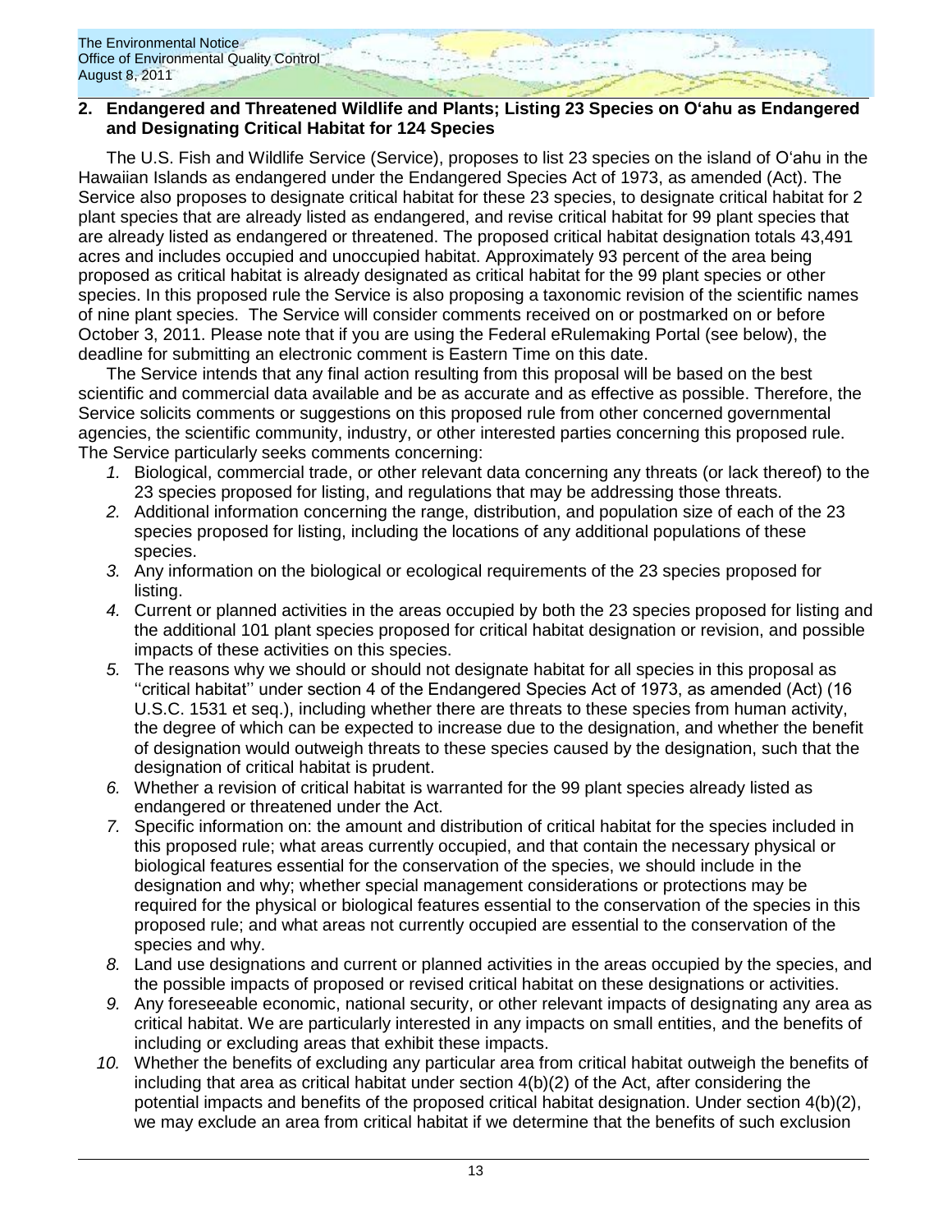## 2. Endangered and Threatened Wildlife and Plants; Listing 23 Species on O'ahu as Endangered and Designating Critical Habitat for 124 Species

The U.S. Fish and Wildlife Service (Service), proposes to list 23 species on the island of O'ahu in the Hawaiian Islands as endangered under the Endangered Species Act of 1973, as amended (Act). The Service also proposes to designate critical habitat for these 23 species, to designate critical habitat for 2 plant species that are already listed as endangered, and revise critical habitat for 99 plant species that are already listed as endangered or threatened. The proposed critical habitat designation totals 43,491 acres and includes occupied and unoccupied habitat. Approximately 93 percent of the area being proposed as critical habitat is already designated as critical habitat for the 99 plant species or other species. In this proposed rule the Service is also proposing a taxonomic revision of the scientific names of nine plant species. The Service will consider comments received on or postmarked on or before October 3, 2011. Please note that if you are using the Federal eRulemaking Portal (see below), the deadline for submitting an electronic comment is Eastern Time on this date.

The Service intends that any final action resulting from this proposal will be based on the best scientific and commercial data available and be as accurate and as effective as possible. Therefore, the Service solicits comments or suggestions on this proposed rule from other concerned governmental agencies, the scientific community, industry, or other interested parties concerning this proposed rule. The Service particularly seeks comments concerning:

1. Biological, commercial trade, or other relevant data concerning any threats (or lack thereof) to the 23 species proposed for listing, and regulations that may be addressing those threats.
2. Additional information concerning the range, distribution, and population size of each of the 23 species proposed for listing, including the locations of any additional populations of these species.
3. Any information on the biological or ecological requirements of the 23 species proposed for listing.
4. Current or planned activities in the areas occupied by both the 23 species proposed for listing and the additional 101 plant species proposed for critical habitat designation or revision, and possible impacts of these activities on this species.
5. The reasons why we should or should not designate habitat for all species in this proposal as ''critical habitat'' under section 4 of the Endangered Species Act of 1973, as amended (Act) (16 U.S.C. 1531 et seq.), including whether there are threats to these species from human activity, the degree of which can be expected to increase due to the designation, and whether the benefit of designation would outweigh threats to these species caused by the designation, such that the designation of critical habitat is prudent.
6. Whether a revision of critical habitat is warranted for the 99 plant species already listed as endangered or threatened under the Act.
7. Specific information on: the amount and distribution of critical habitat for the species included in this proposed rule; what areas currently occupied, and that contain the necessary physical or biological features essential for the conservation of the species, we should include in the designation and why; whether special management considerations or protections may be required for the physical or biological features essential to the conservation of the species in this proposed rule; and what areas not currently occupied are essential to the conservation of the species and why.
8. Land use designations and current or planned activities in the areas occupied by the species, and the possible impacts of proposed or revised critical habitat on these designations or activities.
9. Any foreseeable economic, national security, or other relevant impacts of designating any area as critical habitat. We are particularly interested in any impacts on small entities, and the benefits of including or excluding areas that exhibit these impacts.
10. Whether the benefits of excluding any particular area from critical habitat outweigh the benefits of including that area as critical habitat under section 4(b)(2) of the Act, after considering the potential impacts and benefits of the proposed critical habitat designation. Under section 4(b)(2), we may exclude an area from critical habitat if we determine that the benefits of such exclusion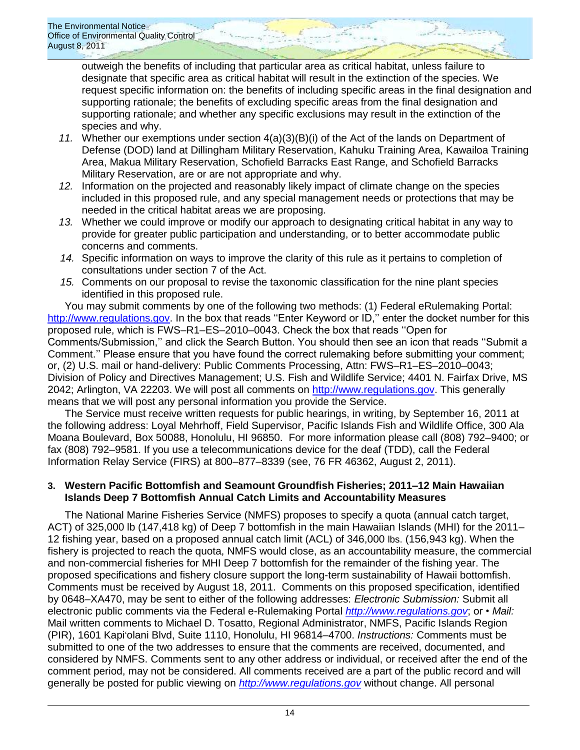outweigh the benefits of including that particular area as critical habitat, unless failure to designate that specific area as critical habitat will result in the extinction of the species. We request specific information on: the benefits of including specific areas in the final designation and supporting rationale; the benefits of excluding specific areas from the final designation and supporting rationale; and whether any specific exclusions may result in the extinction of the species and why.

11. Whether our exemptions under section 4(a)(3)(B)(i) of the Act of the lands on Department of Defense (DOD) land at Dillingham Military Reservation, Kahuku Training Area, Kawailoa Training Area, Makua Military Reservation, Schofield Barracks East Range, and Schofield Barracks Military Reservation, are or are not appropriate and why.
12. Information on the projected and reasonably likely impact of climate change on the species included in this proposed rule, and any special management needs or protections that may be needed in the critical habitat areas we are proposing.
13. Whether we could improve or modify our approach to designating critical habitat in any way to provide for greater public participation and understanding, or to better accommodate public concerns and comments.
14. Specific information on ways to improve the clarity of this rule as it pertains to completion of consultations under section 7 of the Act.
15. Comments on our proposal to revise the taxonomic classification for the nine plant species identified in this proposed rule.

You may submit comments by one of the following two methods: (1) Federal eRulemaking Portal: http://www.regulations.gov. In the box that reads ''Enter Keyword or ID,'' enter the docket number for this proposed rule, which is FWS–R1–ES–2010–0043. Check the box that reads ''Open for Comments/Submission,'' and click the Search Button. You should then see an icon that reads ''Submit a Comment.'' Please ensure that you have found the correct rulemaking before submitting your comment; or, (2) U.S. mail or hand-delivery: Public Comments Processing, Attn: FWS–R1–ES–2010–0043; Division of Policy and Directives Management; U.S. Fish and Wildlife Service; 4401 N. Fairfax Drive, MS 2042; Arlington, VA 22203. We will post all comments on http://www.regulations.gov. This generally means that we will post any personal information you provide the Service.

The Service must receive written requests for public hearings, in writing, by September 16, 2011 at the following address: Loyal Mehrhoff, Field Supervisor, Pacific Islands Fish and Wildlife Office, 300 Ala Moana Boulevard, Box 50088, Honolulu, HI 96850. For more information please call (808) 792–9400; or fax (808) 792–9581. If you use a telecommunications device for the deaf (TDD), call the Federal Information Relay Service (FIRS) at 800–877–8339 (see, 76 FR 46362, August 2, 2011).

### 3. Western Pacific Bottomfish and Seamount Groundfish Fisheries; 2011–12 Main Hawaiian Islands Deep 7 Bottomfish Annual Catch Limits and Accountability Measures

The National Marine Fisheries Service (NMFS) proposes to specify a quota (annual catch target, ACT) of 325,000 lb (147,418 kg) of Deep 7 bottomfish in the main Hawaiian Islands (MHI) for the 2011–12 fishing year, based on a proposed annual catch limit (ACL) of 346,000 lbs. (156,943 kg). When the fishery is projected to reach the quota, NMFS would close, as an accountability measure, the commercial and non-commercial fisheries for MHI Deep 7 bottomfish for the remainder of the fishing year. The proposed specifications and fishery closure support the long-term sustainability of Hawaii bottomfish. Comments must be received by August 18, 2011. Comments on this proposed specification, identified by 0648–XA470, may be sent to either of the following addresses: *Electronic Submission:* Submit all electronic public comments via the Federal e-Rulemaking Portal *http://www.regulations.gov*; or • *Mail:* Mail written comments to Michael D. Tosatto, Regional Administrator, NMFS, Pacific Islands Region (PIR), 1601 Kapiʻolani Blvd, Suite 1110, Honolulu, HI 96814–4700. *Instructions:* Comments must be submitted to one of the two addresses to ensure that the comments are received, documented, and considered by NMFS. Comments sent to any other address or individual, or received after the end of the comment period, may not be considered. All comments received are a part of the public record and will generally be posted for public viewing on *http://www.regulations.gov* without change. All personal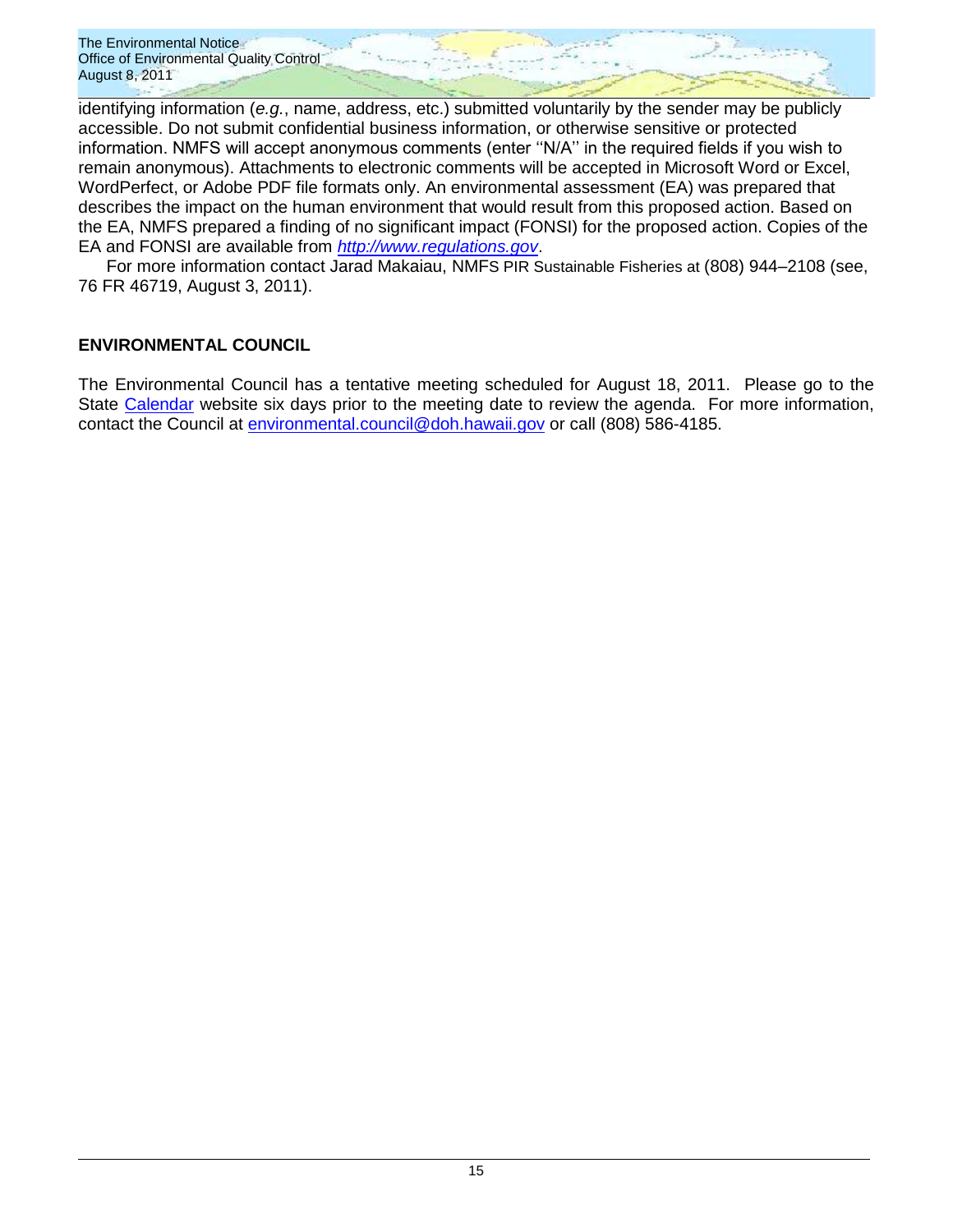identifying information (*e.g.*, name, address, etc.) submitted voluntarily by the sender may be publicly accessible. Do not submit confidential business information, or otherwise sensitive or protected information. NMFS will accept anonymous comments (enter ''N/A'' in the required fields if you wish to remain anonymous). Attachments to electronic comments will be accepted in Microsoft Word or Excel, WordPerfect, or Adobe PDF file formats only. An environmental assessment (EA) was prepared that describes the impact on the human environment that would result from this proposed action. Based on the EA, NMFS prepared a finding of no significant impact (FONSI) for the proposed action. Copies of the EA and FONSI are available from *http://www.regulations.gov*.

For more information contact Jarad Makaiau, NMFS PIR Sustainable Fisheries at (808) 944–2108 (see, 76 FR 46719, August 3, 2011).

## ENVIRONMENTAL COUNCIL

The Environmental Council has a tentative meeting scheduled for August 18, 2011. Please go to the State Calendar website six days prior to the meeting date to review the agenda. For more information, contact the Council at environmental.council@doh.hawaii.gov or call (808) 586-4185.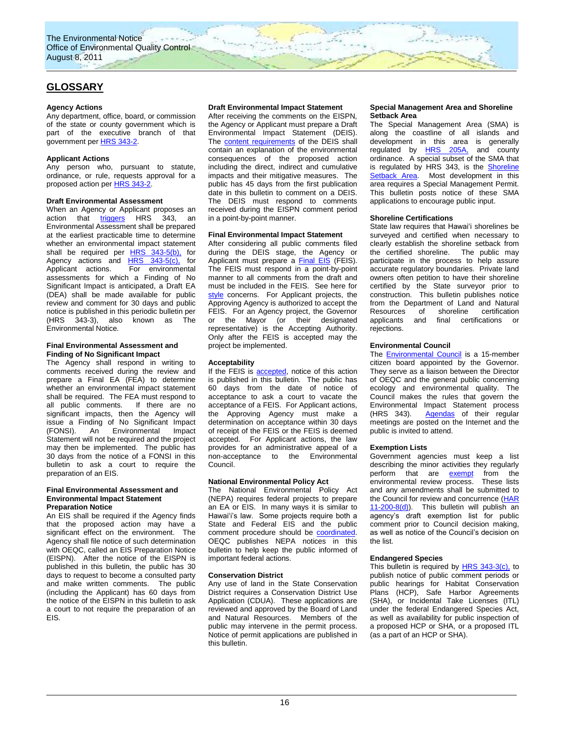## GLOSSARY

### Agency Actions

Any department, office, board, or commission of the state or county government which is part of the executive branch of that government per HRS 343-2.

### Applicant Actions

Any person who, pursuant to statute, ordinance, or rule, requests approval for a proposed action per HRS 343-2.

### Draft Environmental Assessment

When an Agency or Applicant proposes an action that triggers HRS 343, an Environmental Assessment shall be prepared at the earliest practicable time to determine whether an environmental impact statement shall be required per HRS 343-5(b), for Agency actions and HRS 343-5(c), for Applicant actions. For environmental assessments for which a Finding of No Significant Impact is anticipated, a Draft EA (DEA) shall be made available for public review and comment for 30 days and public notice is published in this periodic bulletin per (HRS 343-3), also known as The Environmental Notice.

### Final Environmental Assessment and Finding of No Significant Impact

The Agency shall respond in writing to comments received during the review and prepare a Final EA (FEA) to determine whether an environmental impact statement shall be required. The FEA must respond to all public comments. If there are no significant impacts, then the Agency will issue a Finding of No Significant Impact (FONSI). An Environmental Impact Statement will not be required and the project may then be implemented. The public has 30 days from the notice of a FONSI in this bulletin to ask a court to require the preparation of an EIS.

### Final Environmental Assessment and Environmental Impact Statement Preparation Notice

An EIS shall be required if the Agency finds that the proposed action may have a significant effect on the environment. The Agency shall file notice of such determination with OEQC, called an EIS Preparation Notice (EISPN). After the notice of the EISPN is published in this bulletin, the public has 30 days to request to become a consulted party and make written comments. The public (including the Applicant) has 60 days from the notice of the EISPN in this bulletin to ask a court to not require the preparation of an EIS.

### Draft Environmental Impact Statement

After receiving the comments on the EISPN, the Agency or Applicant must prepare a Draft Environmental Impact Statement (DEIS). The content requirements of the DEIS shall contain an explanation of the environmental consequences of the proposed action including the direct, indirect and cumulative impacts and their mitigative measures. The public has 45 days from the first publication date in this bulletin to comment on a DEIS. The DEIS must respond to comments received during the EISPN comment period in a point-by-point manner.

### Final Environmental Impact Statement

After considering all public comments filed during the DEIS stage, the Agency or Applicant must prepare a Final EIS (FEIS). The FEIS must respond in a point-by-point manner to all comments from the draft and must be included in the FEIS. See here for style concerns. For Applicant projects, the Approving Agency is authorized to accept the FEIS. For an Agency project, the Governor or the Mayor (or their designated representative) is the Accepting Authority. Only after the FEIS is accepted may the project be implemented.

### Acceptability

If the FEIS is accepted, notice of this action is published in this bulletin. The public has 60 days from the date of notice of acceptance to ask a court to vacate the acceptance of a FEIS. For Applicant actions, the Approving Agency must make a determination on acceptance within 30 days of receipt of the FEIS or the FEIS is deemed accepted. For Applicant actions, the law provides for an administrative appeal of a non-acceptance to the Environmental Council.

### National Environmental Policy Act

The National Environmental Policy Act (NEPA) requires federal projects to prepare an EA or EIS. In many ways it is similar to Hawaiʻi's law. Some projects require both a State and Federal EIS and the public comment procedure should be coordinated. OEQC publishes NEPA notices in this bulletin to help keep the public informed of important federal actions.

### Conservation District

Any use of land in the State Conservation District requires a Conservation District Use Application (CDUA). These applications are reviewed and approved by the Board of Land and Natural Resources. Members of the public may intervene in the permit process. Notice of permit applications are published in this bulletin.

### Special Management Area and Shoreline Setback Area

The Special Management Area (SMA) is along the coastline of all islands and development in this area is generally regulated by HRS 205A, and county ordinance. A special subset of the SMA that is regulated by HRS 343, is the Shoreline Setback Area. Most development in this area requires a Special Management Permit. This bulletin posts notice of these SMA applications to encourage public input.

### Shoreline Certifications

State law requires that Hawaiʻi shorelines be surveyed and certified when necessary to clearly establish the shoreline setback from the certified shoreline. The public may participate in the process to help assure accurate regulatory boundaries. Private land owners often petition to have their shoreline certified by the State surveyor prior to construction. This bulletin publishes notice from the Department of Land and Natural Resources of shoreline certification applicants and final certifications or rejections.

### Environmental Council

The Environmental Council is a 15-member citizen board appointed by the Governor. They serve as a liaison between the Director of OEQC and the general public concerning ecology and environmental quality. The Council makes the rules that govern the Environmental Impact Statement process (HRS 343). Agendas of their regular meetings are posted on the Internet and the public is invited to attend.

### Exemption Lists

Government agencies must keep a list describing the minor activities they regularly perform that are exempt from the environmental review process. These lists and any amendments shall be submitted to the Council for review and concurrence (HAR 11-200-8(d)). This bulletin will publish an agency's draft exemption list for public comment prior to Council decision making, as well as notice of the Council's decision on the list.

### Endangered Species

This bulletin is required by HRS 343-3(c), to publish notice of public comment periods or public hearings for Habitat Conservation Plans (HCP), Safe Harbor Agreements (SHA), or Incidental Take Licenses (ITL) under the federal Endangered Species Act, as well as availability for public inspection of a proposed HCP or SHA, or a proposed ITL (as a part of an HCP or SHA).